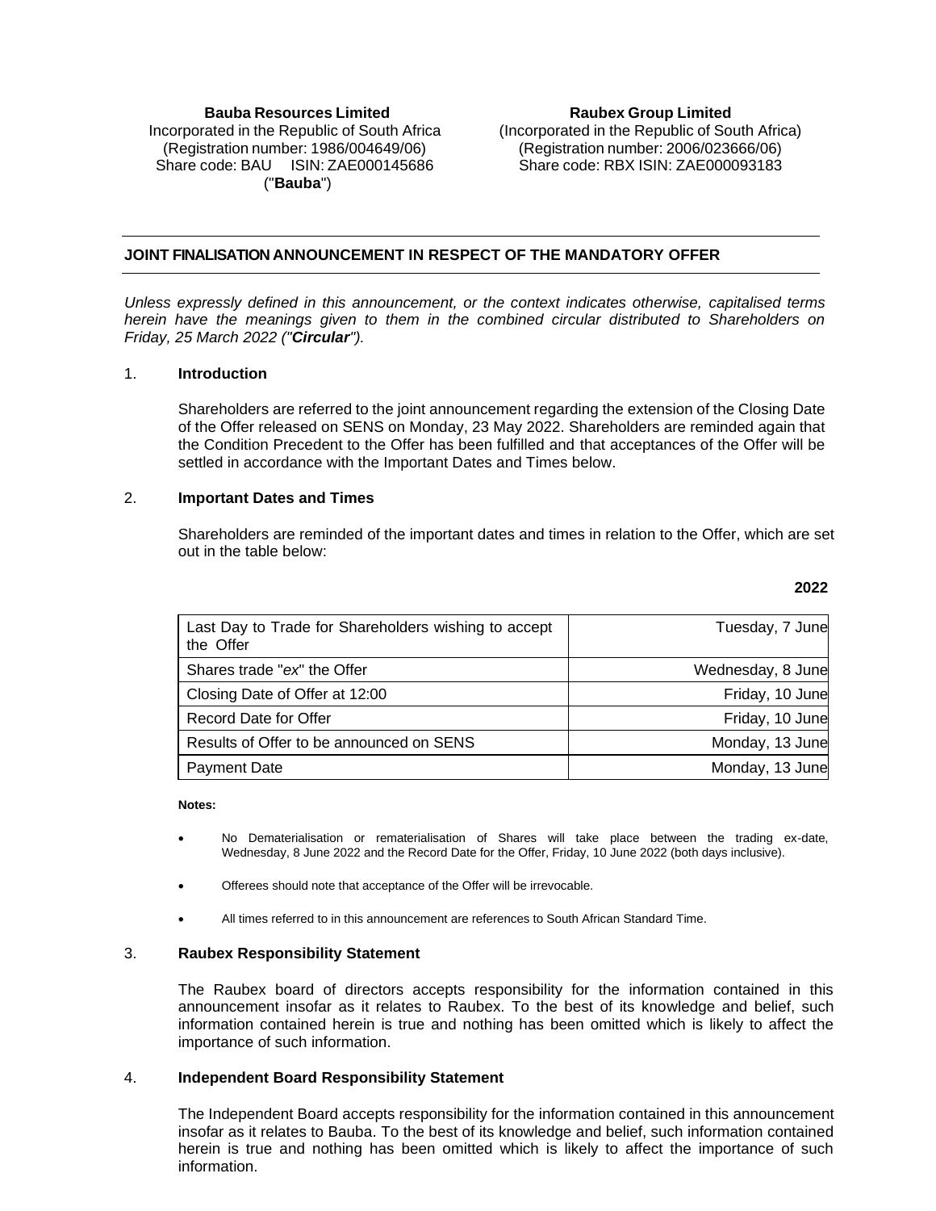**Bauba Resources Limited**
Incorporated in the Republic of South Africa
(Registration number: 1986/004649/06)
Share code: BAU ISIN: ZAE000145686
("**Bauba**")

**Raubex Group Limited**
(Incorporated in the Republic of South Africa)
(Registration number: 2006/023666/06)
Share code: RBX ISIN: ZAE000093183

## JOINT FINALISATION ANNOUNCEMENT IN RESPECT OF THE MANDATORY OFFER

*Unless expressly defined in this announcement, or the context indicates otherwise, capitalised terms herein have the meanings given to them in the combined circular distributed to Shareholders on Friday, 25 March 2022 ("**Circular**").*

### 1. Introduction

Shareholders are referred to the joint announcement regarding the extension of the Closing Date of the Offer released on SENS on Monday, 23 May 2022. Shareholders are reminded again that the Condition Precedent to the Offer has been fulfilled and that acceptances of the Offer will be settled in accordance with the Important Dates and Times below.

### 2. Important Dates and Times

Shareholders are reminded of the important dates and times in relation to the Offer, which are set out in the table below:

| | **2022** |
|---|---|
| Last Day to Trade for Shareholders wishing to accept the Offer | Tuesday, 7 June |
| Shares trade "*ex*" the Offer | Wednesday, 8 June |
| Closing Date of Offer at 12:00 | Friday, 10 June |
| Record Date for Offer | Friday, 10 June |
| Results of Offer to be announced on SENS | Monday, 13 June |
| Payment Date | Monday, 13 June |

**Notes:**

- No Dematerialisation or rematerialisation of Shares will take place between the trading ex-date, Wednesday, 8 June 2022 and the Record Date for the Offer, Friday, 10 June 2022 (both days inclusive).
- Offerees should note that acceptance of the Offer will be irrevocable.
- All times referred to in this announcement are references to South African Standard Time.

### 3. Raubex Responsibility Statement

The Raubex board of directors accepts responsibility for the information contained in this announcement insofar as it relates to Raubex. To the best of its knowledge and belief, such information contained herein is true and nothing has been omitted which is likely to affect the importance of such information.

### 4. Independent Board Responsibility Statement

The Independent Board accepts responsibility for the information contained in this announcement insofar as it relates to Bauba. To the best of its knowledge and belief, such information contained herein is true and nothing has been omitted which is likely to affect the importance of such information.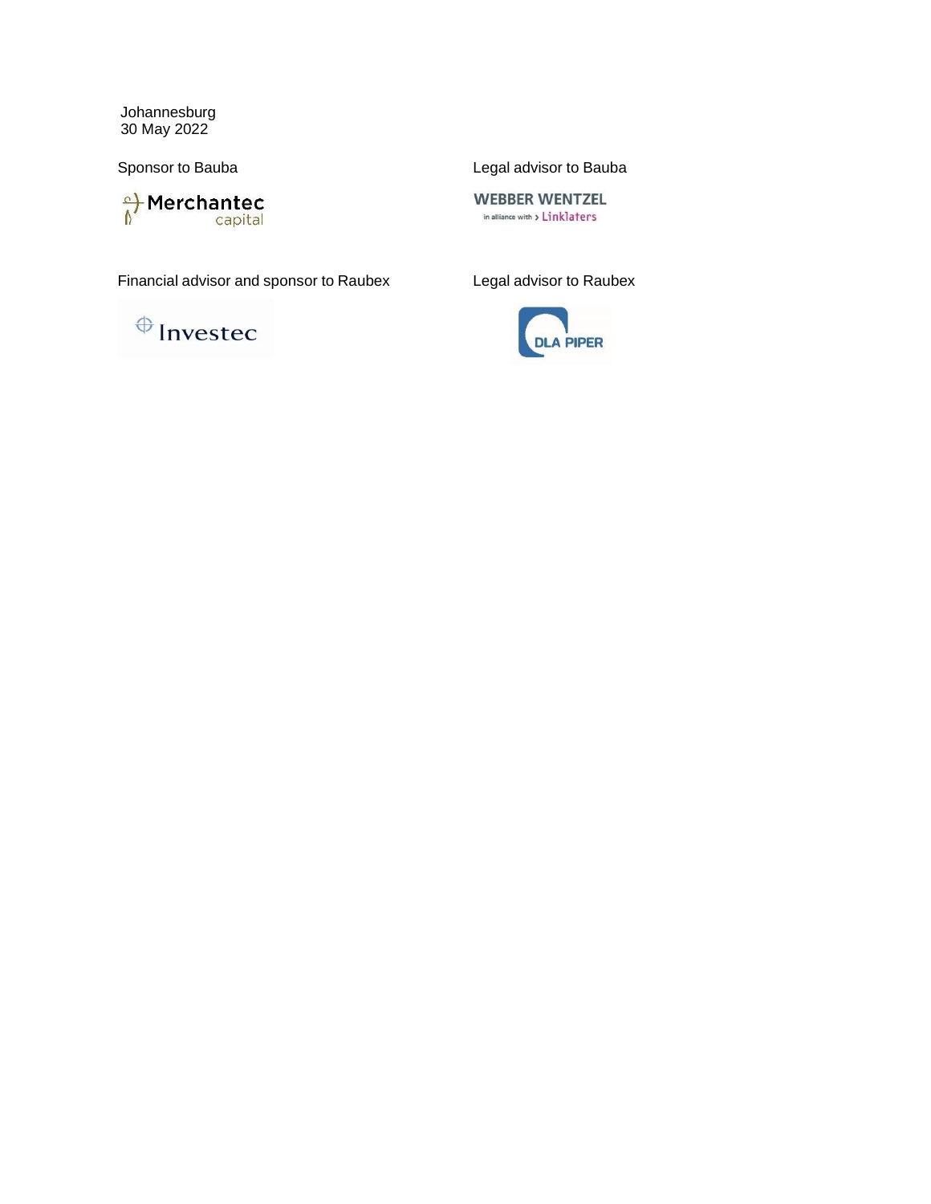Johannesburg
30 May 2022

Sponsor to Bauba

Merchantec capital

Legal advisor to Bauba

WEBBER WENTZEL in alliance with > Linklaters

Financial advisor and sponsor to Raubex

Investec

Legal advisor to Raubex

DLA PIPER